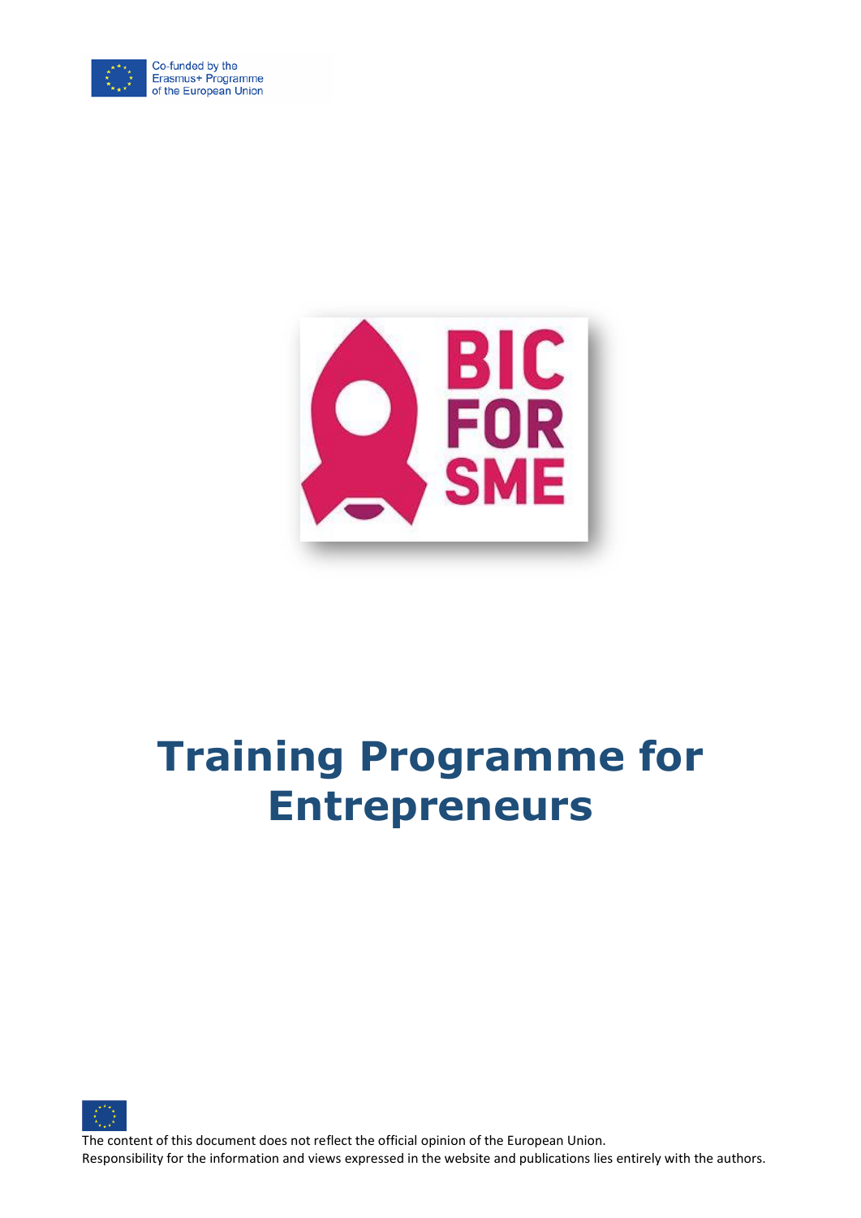Co-funded by the Erasmus+ Programme of the European Union

BIC FOR SME

# Training Programme for Entrepreneurs

The content of this document does not reflect the official opinion of the European Union.
Responsibility for the information and views expressed in the website and publications lies entirely with the authors.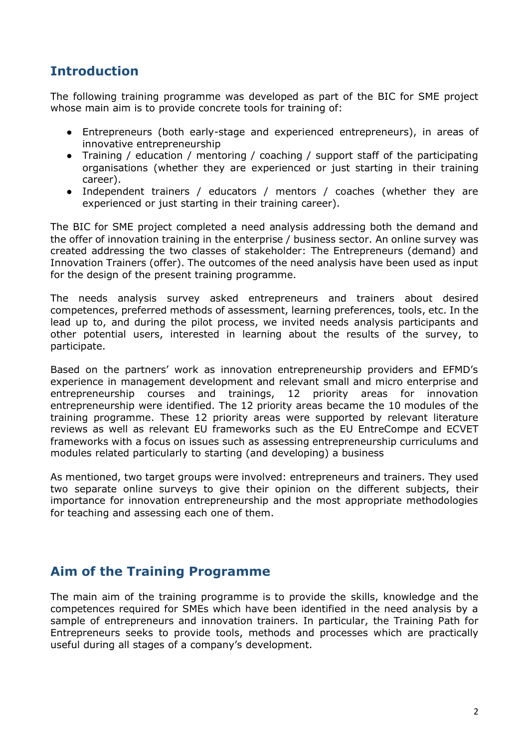## Introduction

The following training programme was developed as part of the BIC for SME project whose main aim is to provide concrete tools for training of:

- Entrepreneurs (both early-stage and experienced entrepreneurs), in areas of innovative entrepreneurship
- Training / education / mentoring / coaching / support staff of the participating organisations (whether they are experienced or just starting in their training career).
- Independent trainers / educators / mentors / coaches (whether they are experienced or just starting in their training career).

The BIC for SME project completed a need analysis addressing both the demand and the offer of innovation training in the enterprise / business sector. An online survey was created addressing the two classes of stakeholder: The Entrepreneurs (demand) and Innovation Trainers (offer). The outcomes of the need analysis have been used as input for the design of the present training programme.

The needs analysis survey asked entrepreneurs and trainers about desired competences, preferred methods of assessment, learning preferences, tools, etc. In the lead up to, and during the pilot process, we invited needs analysis participants and other potential users, interested in learning about the results of the survey, to participate.

Based on the partners' work as innovation entrepreneurship providers and EFMD's experience in management development and relevant small and micro enterprise and entrepreneurship courses and trainings, 12 priority areas for innovation entrepreneurship were identified. The 12 priority areas became the 10 modules of the training programme. These 12 priority areas were supported by relevant literature reviews as well as relevant EU frameworks such as the EU EntreCompe and ECVET frameworks with a focus on issues such as assessing entrepreneurship curriculums and modules related particularly to starting (and developing) a business

As mentioned, two target groups were involved: entrepreneurs and trainers. They used two separate online surveys to give their opinion on the different subjects, their importance for innovation entrepreneurship and the most appropriate methodologies for teaching and assessing each one of them.

## Aim of the Training Programme

The main aim of the training programme is to provide the skills, knowledge and the competences required for SMEs which have been identified in the need analysis by a sample of entrepreneurs and innovation trainers. In particular, the Training Path for Entrepreneurs seeks to provide tools, methods and processes which are practically useful during all stages of a company's development.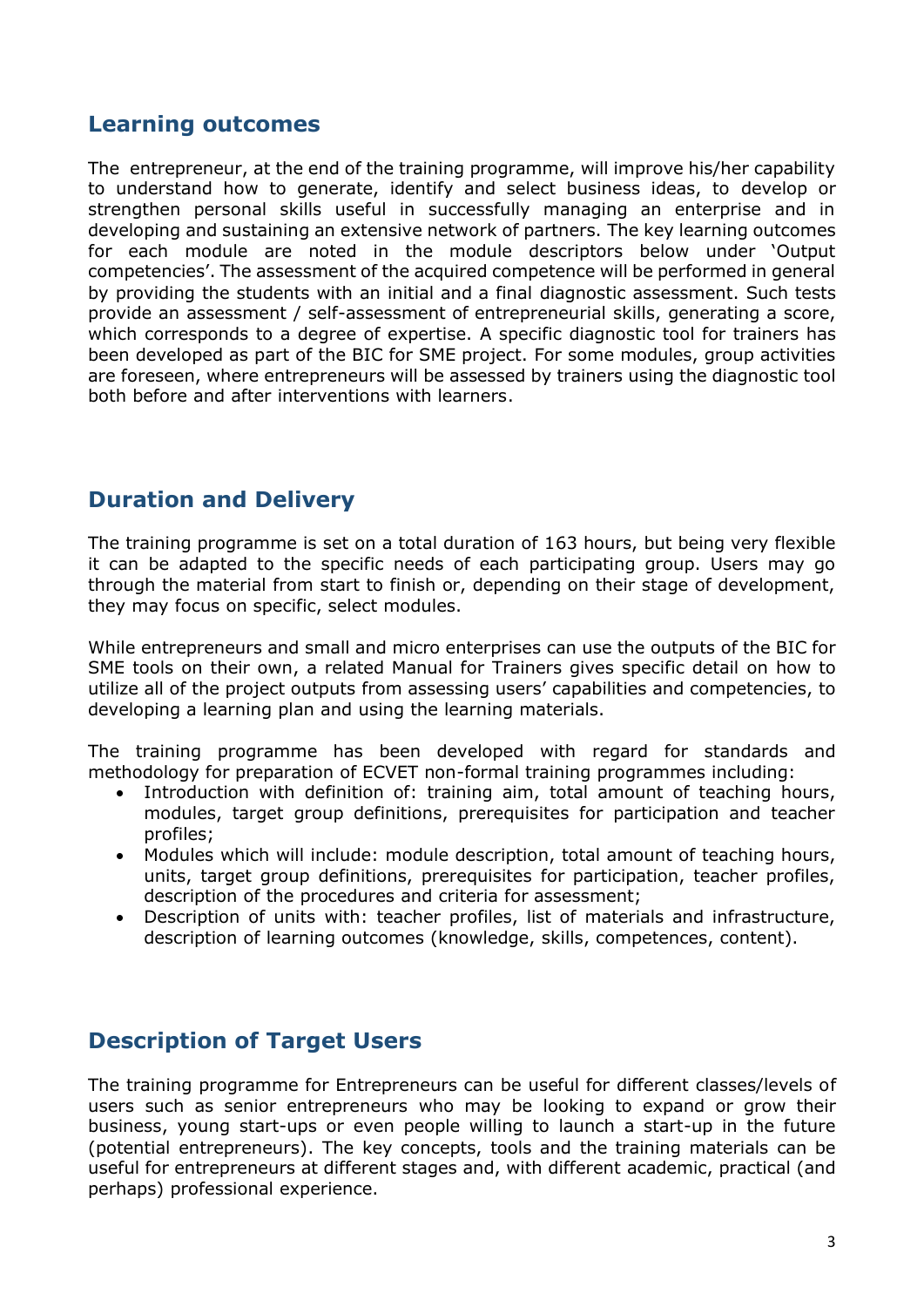## Learning outcomes

The entrepreneur, at the end of the training programme, will improve his/her capability to understand how to generate, identify and select business ideas, to develop or strengthen personal skills useful in successfully managing an enterprise and in developing and sustaining an extensive network of partners. The key learning outcomes for each module are noted in the module descriptors below under 'Output competencies'. The assessment of the acquired competence will be performed in general by providing the students with an initial and a final diagnostic assessment. Such tests provide an assessment / self-assessment of entrepreneurial skills, generating a score, which corresponds to a degree of expertise. A specific diagnostic tool for trainers has been developed as part of the BIC for SME project. For some modules, group activities are foreseen, where entrepreneurs will be assessed by trainers using the diagnostic tool both before and after interventions with learners.

## Duration and Delivery

The training programme is set on a total duration of 163 hours, but being very flexible it can be adapted to the specific needs of each participating group. Users may go through the material from start to finish or, depending on their stage of development, they may focus on specific, select modules.

While entrepreneurs and small and micro enterprises can use the outputs of the BIC for SME tools on their own, a related Manual for Trainers gives specific detail on how to utilize all of the project outputs from assessing users' capabilities and competencies, to developing a learning plan and using the learning materials.

The training programme has been developed with regard for standards and methodology for preparation of ECVET non-formal training programmes including:

- Introduction with definition of: training aim, total amount of teaching hours, modules, target group definitions, prerequisites for participation and teacher profiles;
- Modules which will include: module description, total amount of teaching hours, units, target group definitions, prerequisites for participation, teacher profiles, description of the procedures and criteria for assessment;
- Description of units with: teacher profiles, list of materials and infrastructure, description of learning outcomes (knowledge, skills, competences, content).

## Description of Target Users

The training programme for Entrepreneurs can be useful for different classes/levels of users such as senior entrepreneurs who may be looking to expand or grow their business, young start-ups or even people willing to launch a start-up in the future (potential entrepreneurs). The key concepts, tools and the training materials can be useful for entrepreneurs at different stages and, with different academic, practical (and perhaps) professional experience.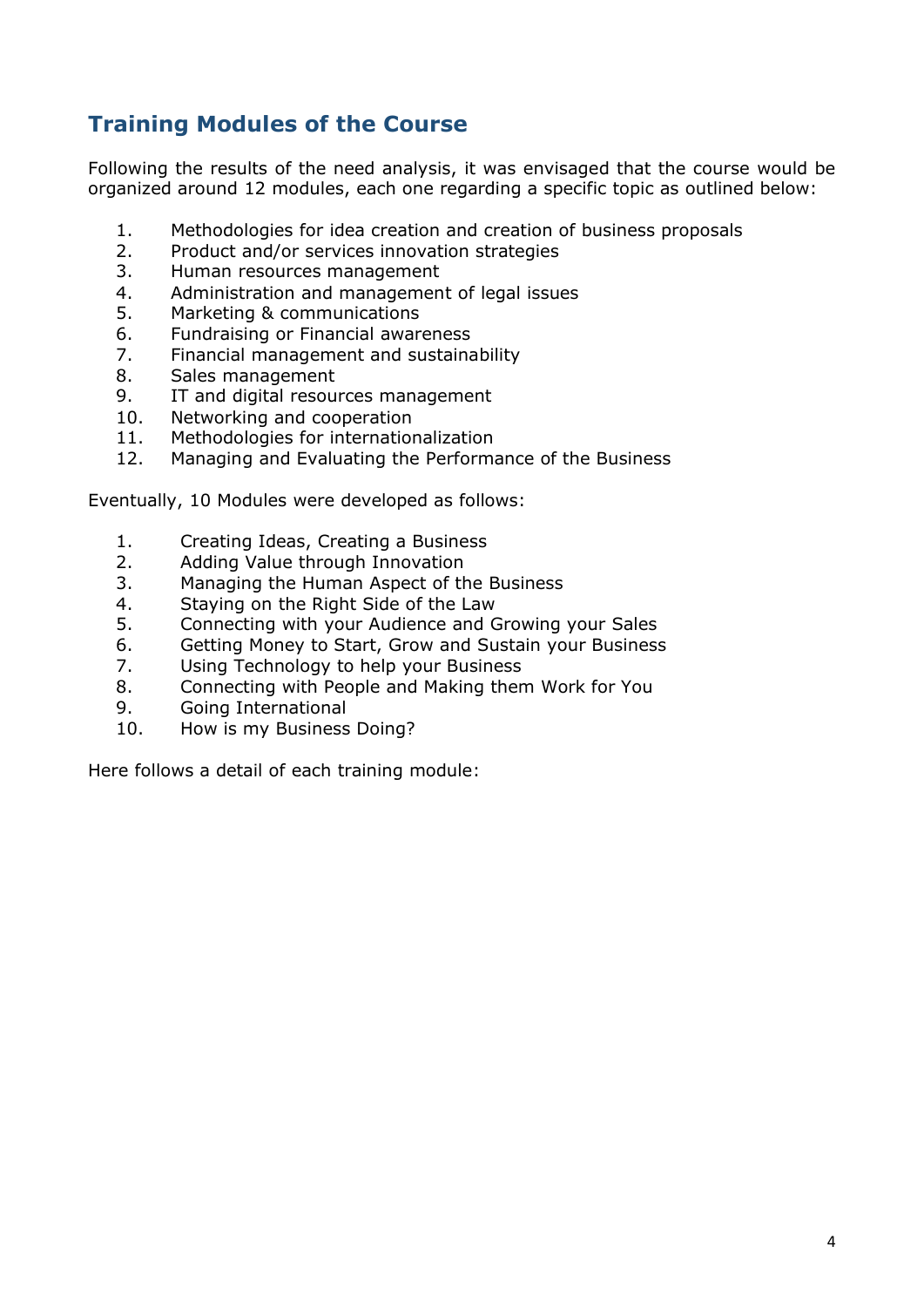## Training Modules of the Course

Following the results of the need analysis, it was envisaged that the course would be organized around 12 modules, each one regarding a specific topic as outlined below:

1. Methodologies for idea creation and creation of business proposals
2. Product and/or services innovation strategies
3. Human resources management
4. Administration and management of legal issues
5. Marketing & communications
6. Fundraising or Financial awareness
7. Financial management and sustainability
8. Sales management
9. IT and digital resources management
10. Networking and cooperation
11. Methodologies for internationalization
12. Managing and Evaluating the Performance of the Business

Eventually, 10 Modules were developed as follows:

1. Creating Ideas, Creating a Business
2. Adding Value through Innovation
3. Managing the Human Aspect of the Business
4. Staying on the Right Side of the Law
5. Connecting with your Audience and Growing your Sales
6. Getting Money to Start, Grow and Sustain your Business
7. Using Technology to help your Business
8. Connecting with People and Making them Work for You
9. Going International
10. How is my Business Doing?

Here follows a detail of each training module: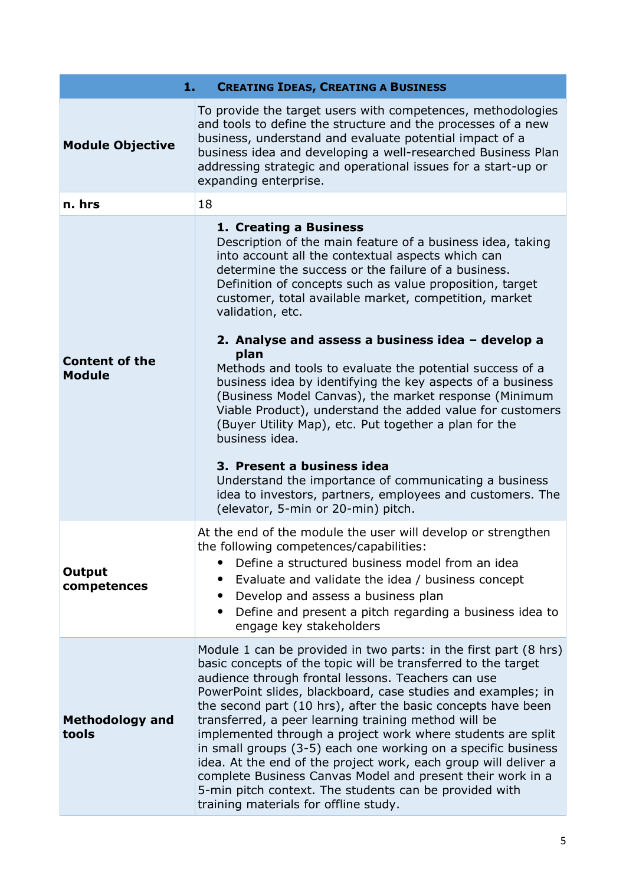| 1. Creating Ideas, Creating a Business | |
|---|---|
| **Module Objective** | To provide the target users with competences, methodologies and tools to define the structure and the processes of a new business, understand and evaluate potential impact of a business idea and developing a well-researched Business Plan addressing strategic and operational issues for a start-up or expanding enterprise. |
| **n. hrs** | 18 |
| **Content of the Module** | **1. Creating a Business**<br>Description of the main feature of a business idea, taking into account all the contextual aspects which can determine the success or the failure of a business. Definition of concepts such as value proposition, target customer, total available market, competition, market validation, etc.<br><br>**2. Analyse and assess a business idea – develop a plan**<br>Methods and tools to evaluate the potential success of a business idea by identifying the key aspects of a business (Business Model Canvas), the market response (Minimum Viable Product), understand the added value for customers (Buyer Utility Map), etc. Put together a plan for the business idea.<br><br>**3. Present a business idea**<br>Understand the importance of communicating a business idea to investors, partners, employees and customers. The (elevator, 5-min or 20-min) pitch. |
| **Output competences** | At the end of the module the user will develop or strengthen the following competences/capabilities:<br>• Define a structured business model from an idea<br>• Evaluate and validate the idea / business concept<br>• Develop and assess a business plan<br>• Define and present a pitch regarding a business idea to engage key stakeholders |
| **Methodology and tools** | Module 1 can be provided in two parts: in the first part (8 hrs) basic concepts of the topic will be transferred to the target audience through frontal lessons. Teachers can use PowerPoint slides, blackboard, case studies and examples; in the second part (10 hrs), after the basic concepts have been transferred, a peer learning training method will be implemented through a project work where students are split in small groups (3-5) each one working on a specific business idea. At the end of the project work, each group will deliver a complete Business Canvas Model and present their work in a 5-min pitch context. The students can be provided with training materials for offline study. |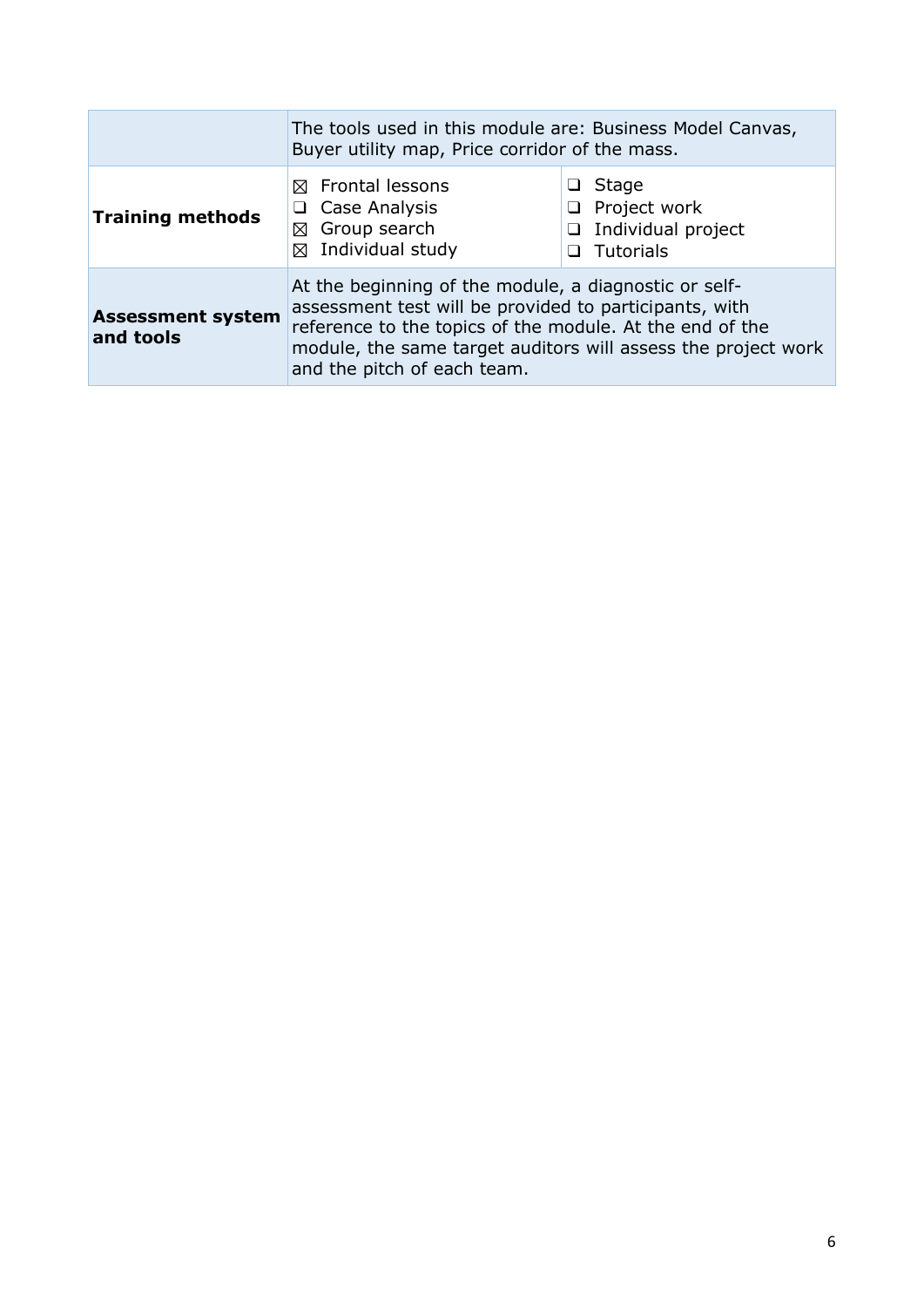| | | |
|---|---|---|
| | The tools used in this module are: Business Model Canvas, Buyer utility map, Price corridor of the mass. | |
| **Training methods** | ☒ Frontal lessons<br>❑ Case Analysis<br>☒ Group search<br>☒ Individual study | ❑ Stage<br>❑ Project work<br>❑ Individual project<br>❑ Tutorials |
| **Assessment system and tools** | At the beginning of the module, a diagnostic or self-assessment test will be provided to participants, with reference to the topics of the module. At the end of the module, the same target auditors will assess the project work and the pitch of each team. | |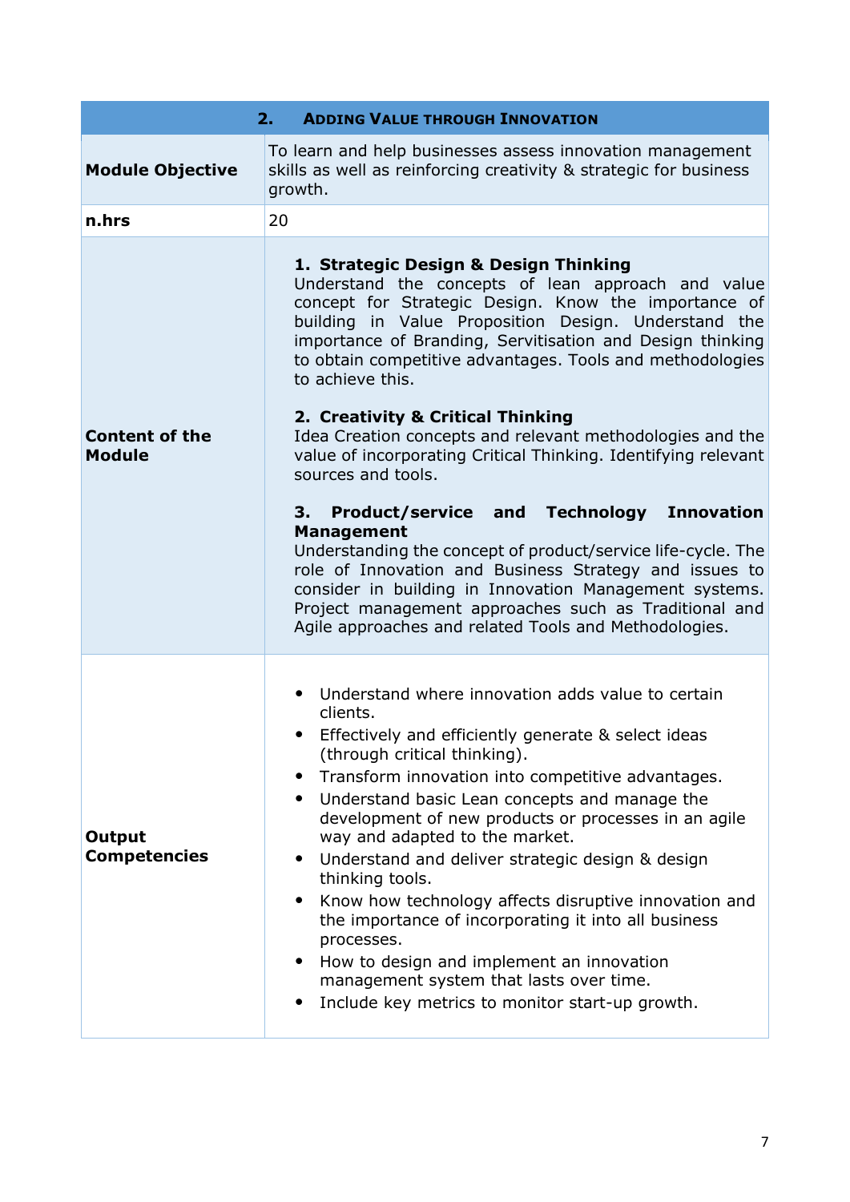| 2. ADDING VALUE THROUGH INNOVATION | |
|---|---|
| **Module Objective** | To learn and help businesses assess innovation management skills as well as reinforcing creativity & strategic for business growth. |
| **n.hrs** | 20 |
| **Content of the Module** | **1. Strategic Design & Design Thinking**<br>Understand the concepts of lean approach and value concept for Strategic Design. Know the importance of building in Value Proposition Design. Understand the importance of Branding, Servitisation and Design thinking to obtain competitive advantages. Tools and methodologies to achieve this.<br><br>**2. Creativity & Critical Thinking**<br>Idea Creation concepts and relevant methodologies and the value of incorporating Critical Thinking. Identifying relevant sources and tools.<br><br>**3. Product/service and Technology Innovation Management**<br>Understanding the concept of product/service life-cycle. The role of Innovation and Business Strategy and issues to consider in building in Innovation Management systems. Project management approaches such as Traditional and Agile approaches and related Tools and Methodologies. |
| **Output Competencies** | • Understand where innovation adds value to certain clients.<br>• Effectively and efficiently generate & select ideas (through critical thinking).<br>• Transform innovation into competitive advantages.<br>• Understand basic Lean concepts and manage the development of new products or processes in an agile way and adapted to the market.<br>• Understand and deliver strategic design & design thinking tools.<br>• Know how technology affects disruptive innovation and the importance of incorporating it into all business processes.<br>• How to design and implement an innovation management system that lasts over time.<br>• Include key metrics to monitor start-up growth. |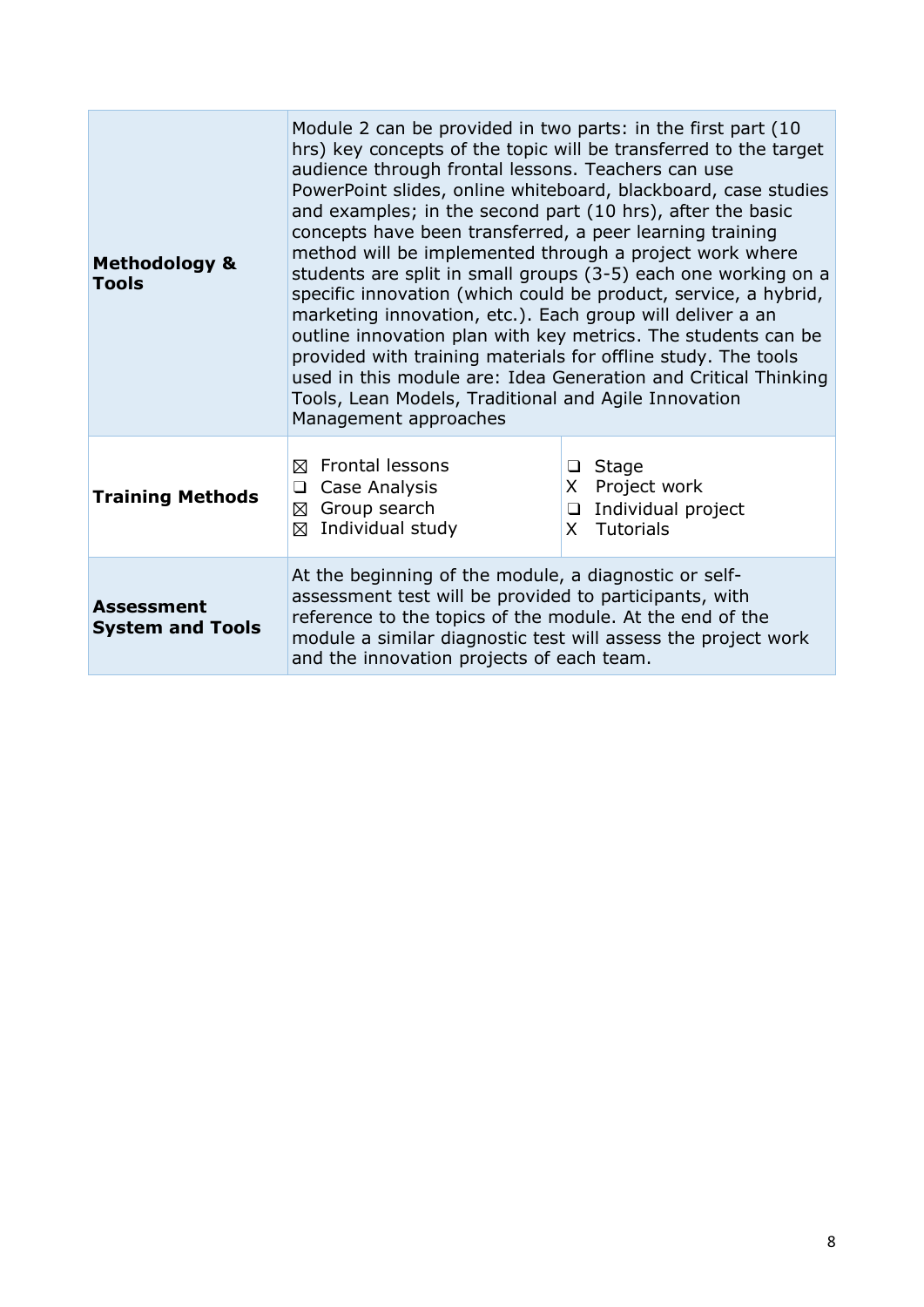| | | |
|---|---|---|
| **Methodology & Tools** | Module 2 can be provided in two parts: in the first part (10 hrs) key concepts of the topic will be transferred to the target audience through frontal lessons. Teachers can use PowerPoint slides, online whiteboard, blackboard, case studies and examples; in the second part (10 hrs), after the basic concepts have been transferred, a peer learning training method will be implemented through a project work where students are split in small groups (3-5) each one working on a specific innovation (which could be product, service, a hybrid, marketing innovation, etc.). Each group will deliver a an outline innovation plan with key metrics. The students can be provided with training materials for offline study. The tools used in this module are: Idea Generation and Critical Thinking Tools, Lean Models, Traditional and Agile Innovation Management approaches | |
| **Training Methods** | ☒ Frontal lessons<br>❑ Case Analysis<br>☒ Group search<br>☒ Individual study | ❑ Stage<br>X Project work<br>❑ Individual project<br>X Tutorials |
| **Assessment System and Tools** | At the beginning of the module, a diagnostic or self-assessment test will be provided to participants, with reference to the topics of the module. At the end of the module a similar diagnostic test will assess the project work and the innovation projects of each team. | |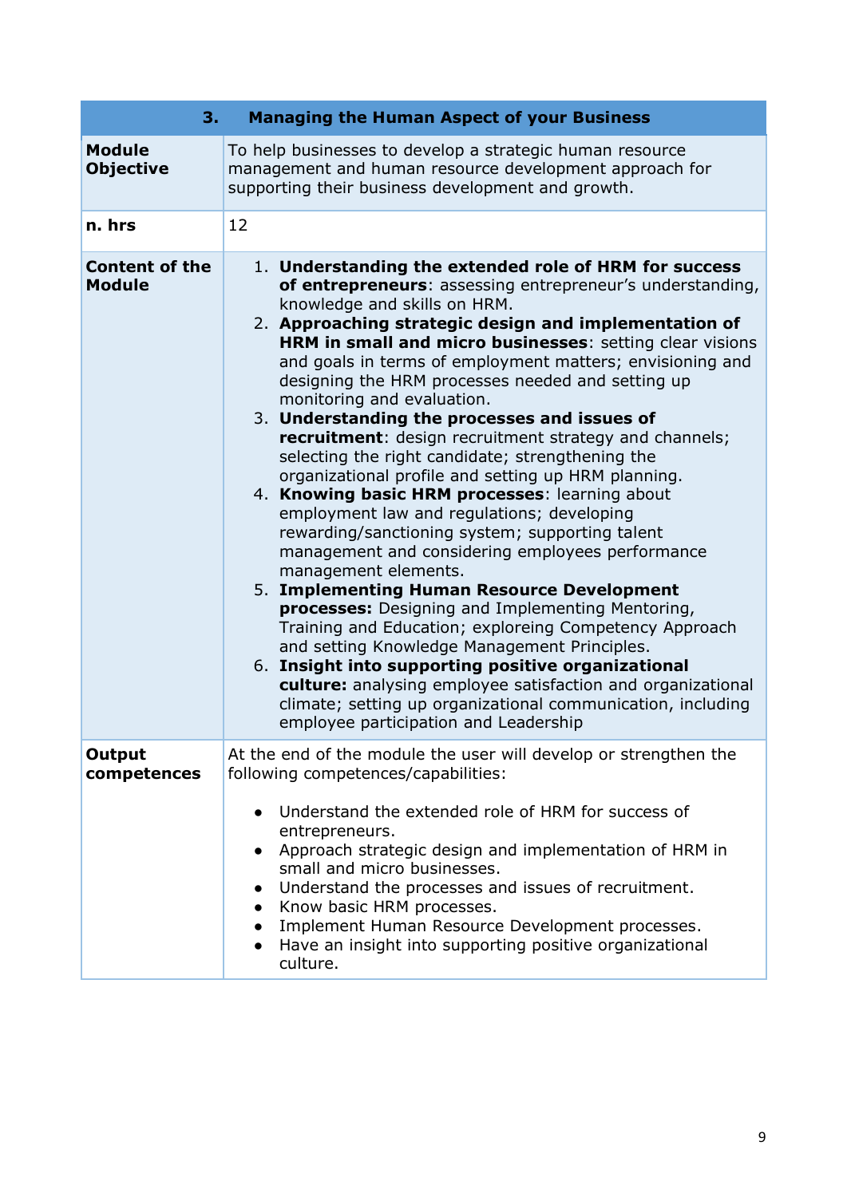| 3. Managing the Human Aspect of your Business | |
|---|---|
| **Module Objective** | To help businesses to develop a strategic human resource management and human resource development approach for supporting their business development and growth. |
| **n. hrs** | 12 |
| **Content of the Module** | 1. **Understanding the extended role of HRM for success of entrepreneurs**: assessing entrepreneur's understanding, knowledge and skills on HRM.<br>2. **Approaching strategic design and implementation of HRM in small and micro businesses**: setting clear visions and goals in terms of employment matters; envisioning and designing the HRM processes needed and setting up monitoring and evaluation.<br>3. **Understanding the processes and issues of recruitment**: design recruitment strategy and channels; selecting the right candidate; strengthening the organizational profile and setting up HRM planning.<br>4. **Knowing basic HRM processes**: learning about employment law and regulations; developing rewarding/sanctioning system; supporting talent management and considering employees performance management elements.<br>5. **Implementing Human Resource Development processes:** Designing and Implementing Mentoring, Training and Education; exploreing Competency Approach and setting Knowledge Management Principles.<br>6. **Insight into supporting positive organizational culture:** analysing employee satisfaction and organizational climate; setting up organizational communication, including employee participation and Leadership |
| **Output competences** | At the end of the module the user will develop or strengthen the following competences/capabilities:<br><br>• Understand the extended role of HRM for success of entrepreneurs.<br>• Approach strategic design and implementation of HRM in small and micro businesses.<br>• Understand the processes and issues of recruitment.<br>• Know basic HRM processes.<br>• Implement Human Resource Development processes.<br>• Have an insight into supporting positive organizational culture. |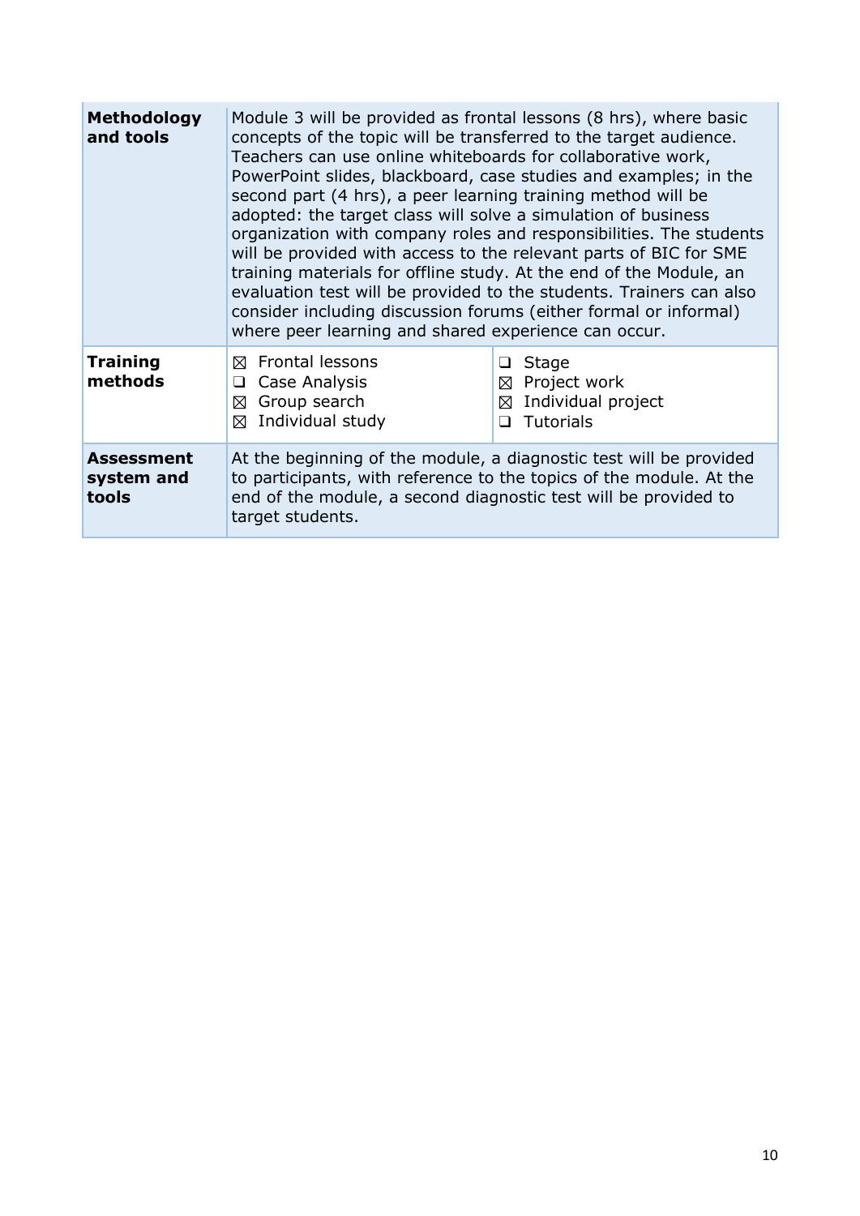| | | |
|---|---|---|
| **Methodology and tools** | Module 3 will be provided as frontal lessons (8 hrs), where basic concepts of the topic will be transferred to the target audience. Teachers can use online whiteboards for collaborative work, PowerPoint slides, blackboard, case studies and examples; in the second part (4 hrs), a peer learning training method will be adopted: the target class will solve a simulation of business organization with company roles and responsibilities. The students will be provided with access to the relevant parts of BIC for SME training materials for offline study. At the end of the Module, an evaluation test will be provided to the students. Trainers can also consider including discussion forums (either formal or informal) where peer learning and shared experience can occur. | |
| **Training methods** | ☒ Frontal lessons<br>❑ Case Analysis<br>☒ Group search<br>☒ Individual study | ❑ Stage<br>☒ Project work<br>☒ Individual project<br>❑ Tutorials |
| **Assessment system and tools** | At the beginning of the module, a diagnostic test will be provided to participants, with reference to the topics of the module. At the end of the module, a second diagnostic test will be provided to target students. | |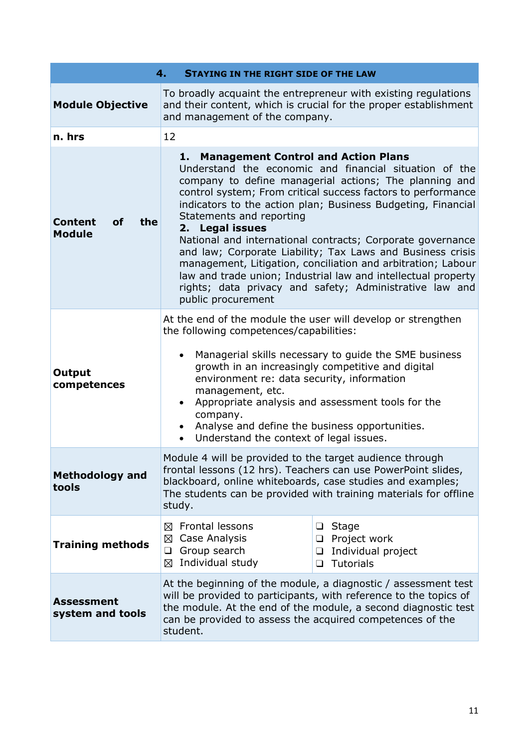| 4. STAYING IN THE RIGHT SIDE OF THE LAW | | |
|---|---|---|
| **Module Objective** | To broadly acquaint the entrepreneur with existing regulations and their content, which is crucial for the proper establishment and management of the company. | |
| **n. hrs** | 12 | |
| **Content of the Module** | **1. Management Control and Action Plans**<br>Understand the economic and financial situation of the company to define managerial actions; The planning and control system; From critical success factors to performance indicators to the action plan; Business Budgeting, Financial Statements and reporting<br>**2. Legal issues**<br>National and international contracts; Corporate governance and law; Corporate Liability; Tax Laws and Business crisis management, Litigation, conciliation and arbitration; Labour law and trade union; Industrial law and intellectual property rights; data privacy and safety; Administrative law and public procurement | |
| **Output competences** | At the end of the module the user will develop or strengthen the following competences/capabilities:<br>• Managerial skills necessary to guide the SME business growth in an increasingly competitive and digital environment re: data security, information management, etc.<br>• Appropriate analysis and assessment tools for the company.<br>• Analyse and define the business opportunities.<br>• Understand the context of legal issues. | |
| **Methodology and tools** | Module 4 will be provided to the target audience through frontal lessons (12 hrs). Teachers can use PowerPoint slides, blackboard, online whiteboards, case studies and examples; The students can be provided with training materials for offline study. | |
| **Training methods** | ☒ Frontal lessons<br>☒ Case Analysis<br>❑ Group search<br>☒ Individual study | ❑ Stage<br>❑ Project work<br>❑ Individual project<br>❑ Tutorials |
| **Assessment system and tools** | At the beginning of the module, a diagnostic / assessment test will be provided to participants, with reference to the topics of the module. At the end of the module, a second diagnostic test can be provided to assess the acquired competences of the student. | |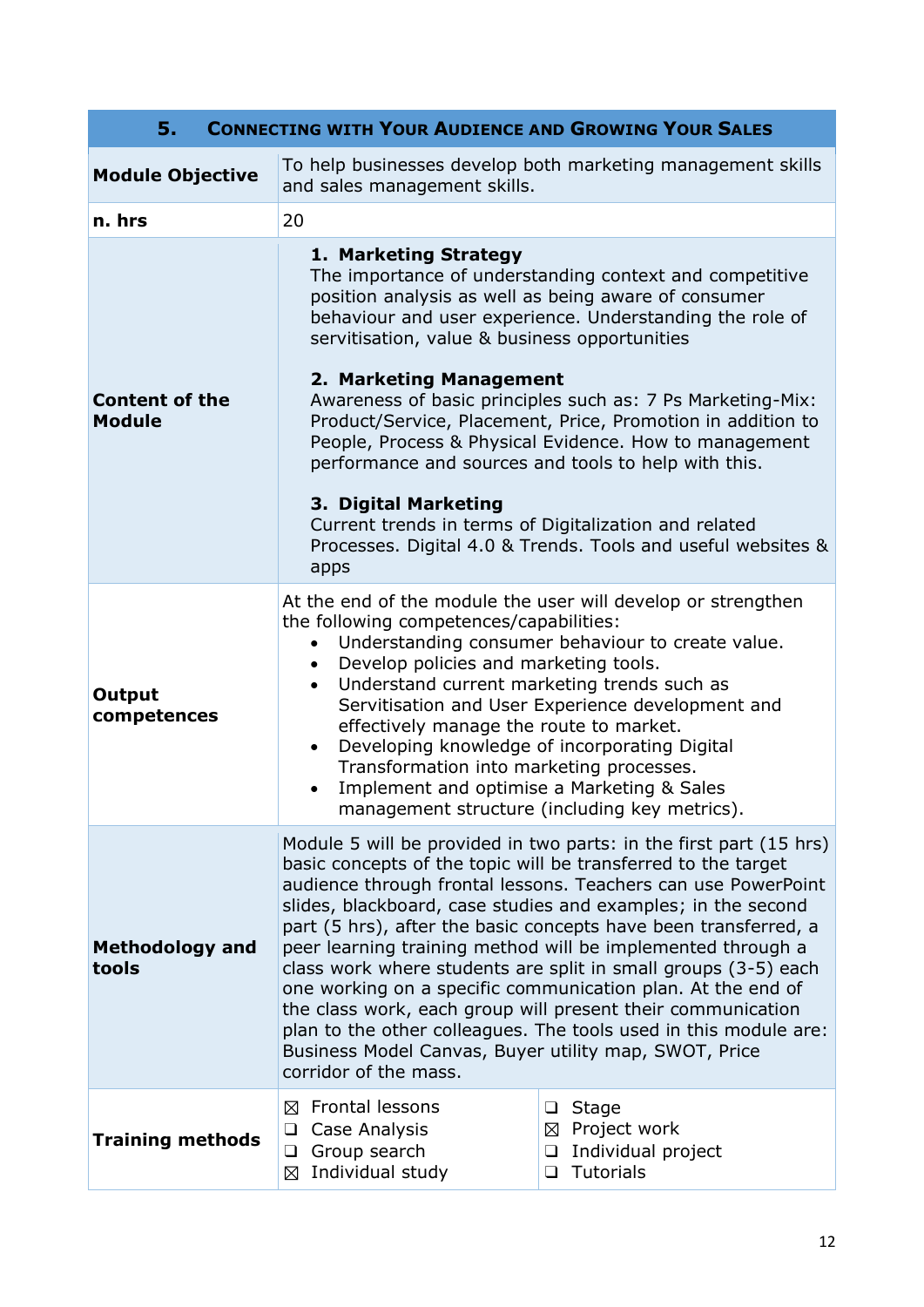| 5. Connecting with Your Audience and Growing Your Sales | | |
|---|---|---|
| **Module Objective** | To help businesses develop both marketing management skills and sales management skills. | |
| **n. hrs** | 20 | |
| **Content of the Module** | **1. Marketing Strategy**<br>The importance of understanding context and competitive position analysis as well as being aware of consumer behaviour and user experience. Understanding the role of servitisation, value & business opportunities<br><br>**2. Marketing Management**<br>Awareness of basic principles such as: 7 Ps Marketing-Mix: Product/Service, Placement, Price, Promotion in addition to People, Process & Physical Evidence. How to management performance and sources and tools to help with this.<br><br>**3. Digital Marketing**<br>Current trends in terms of Digitalization and related Processes. Digital 4.0 & Trends. Tools and useful websites & apps | |
| **Output competences** | At the end of the module the user will develop or strengthen the following competences/capabilities:<br>• Understanding consumer behaviour to create value.<br>• Develop policies and marketing tools.<br>• Understand current marketing trends such as Servitisation and User Experience development and effectively manage the route to market.<br>• Developing knowledge of incorporating Digital Transformation into marketing processes.<br>• Implement and optimise a Marketing & Sales management structure (including key metrics). | |
| **Methodology and tools** | Module 5 will be provided in two parts: in the first part (15 hrs) basic concepts of the topic will be transferred to the target audience through frontal lessons. Teachers can use PowerPoint slides, blackboard, case studies and examples; in the second part (5 hrs), after the basic concepts have been transferred, a peer learning training method will be implemented through a class work where students are split in small groups (3-5) each one working on a specific communication plan. At the end of the class work, each group will present their communication plan to the other colleagues. The tools used in this module are: Business Model Canvas, Buyer utility map, SWOT, Price corridor of the mass. | |
| **Training methods** | ☒ Frontal lessons<br>❑ Case Analysis<br>❑ Group search<br>☒ Individual study | ❑ Stage<br>☒ Project work<br>❑ Individual project<br>❑ Tutorials |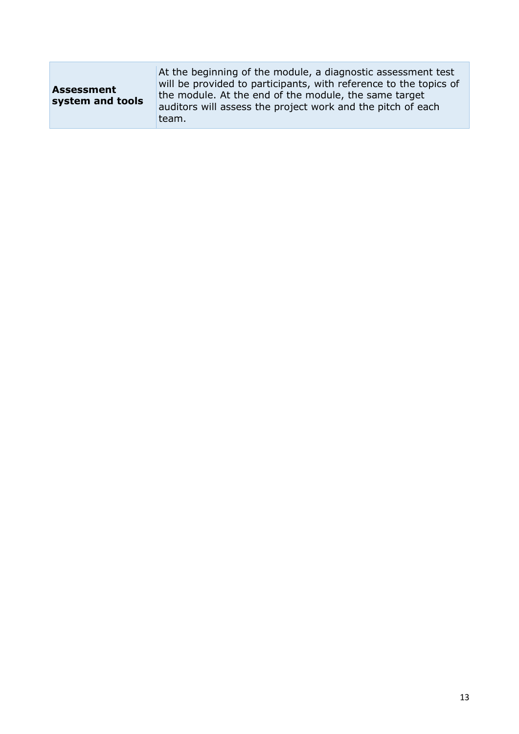| **Assessment system and tools** | At the beginning of the module, a diagnostic assessment test will be provided to participants, with reference to the topics of the module. At the end of the module, the same target auditors will assess the project work and the pitch of each team. |
|---|---|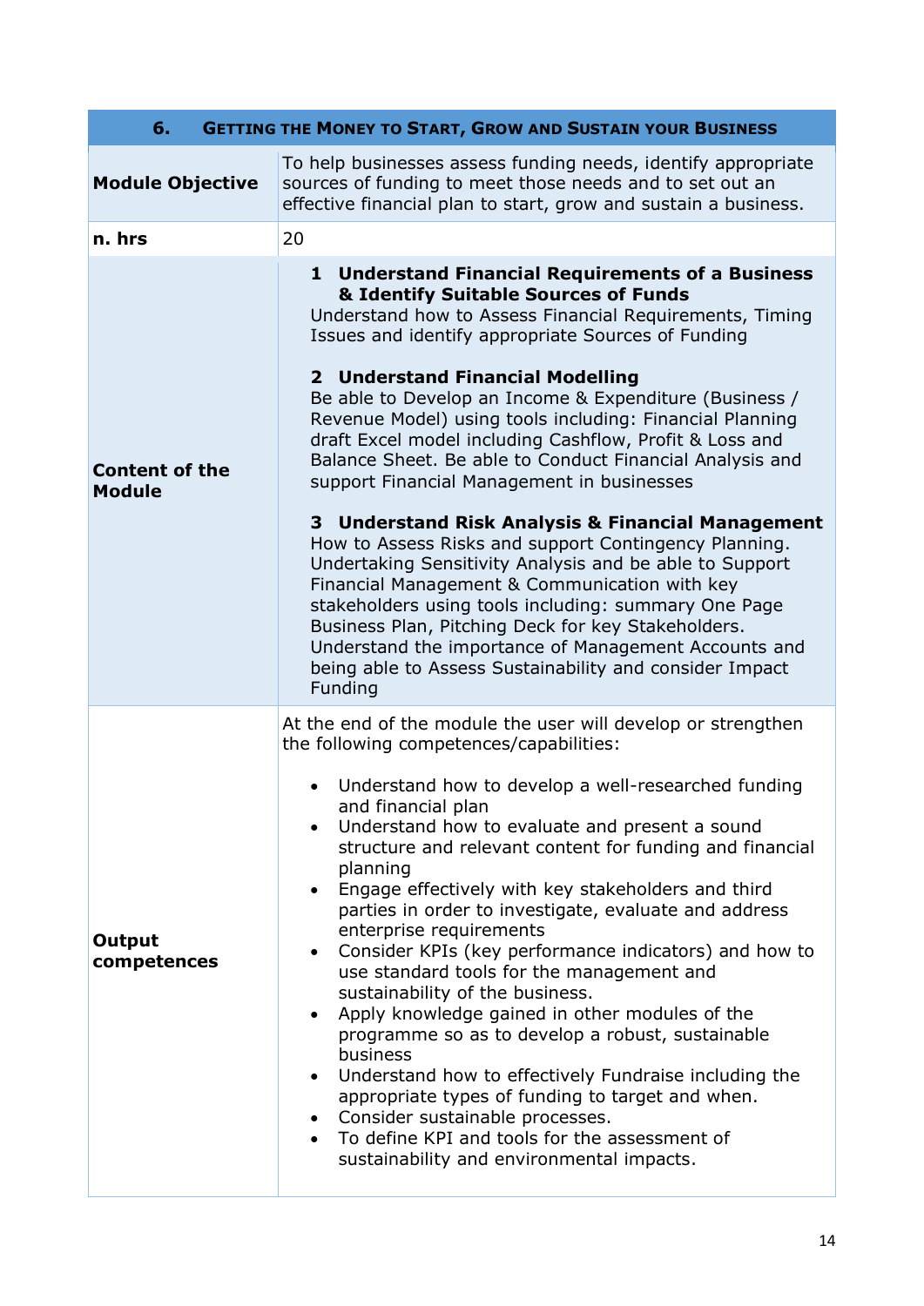| 6. Getting the Money to Start, Grow and Sustain your Business | |
|---|---|
| **Module Objective** | To help businesses assess funding needs, identify appropriate sources of funding to meet those needs and to set out an effective financial plan to start, grow and sustain a business. |
| **n. hrs** | 20 |
| **Content of the Module** | **1 Understand Financial Requirements of a Business & Identify Suitable Sources of Funds**<br>Understand how to Assess Financial Requirements, Timing Issues and identify appropriate Sources of Funding<br><br>**2 Understand Financial Modelling**<br>Be able to Develop an Income & Expenditure (Business / Revenue Model) using tools including: Financial Planning draft Excel model including Cashflow, Profit & Loss and Balance Sheet. Be able to Conduct Financial Analysis and support Financial Management in businesses<br><br>**3 Understand Risk Analysis & Financial Management**<br>How to Assess Risks and support Contingency Planning. Undertaking Sensitivity Analysis and be able to Support Financial Management & Communication with key stakeholders using tools including: summary One Page Business Plan, Pitching Deck for key Stakeholders. Understand the importance of Management Accounts and being able to Assess Sustainability and consider Impact Funding |
| **Output competences** | At the end of the module the user will develop or strengthen the following competences/capabilities:<br><br>• Understand how to develop a well-researched funding and financial plan<br>• Understand how to evaluate and present a sound structure and relevant content for funding and financial planning<br>• Engage effectively with key stakeholders and third parties in order to investigate, evaluate and address enterprise requirements<br>• Consider KPIs (key performance indicators) and how to use standard tools for the management and sustainability of the business.<br>• Apply knowledge gained in other modules of the programme so as to develop a robust, sustainable business<br>• Understand how to effectively Fundraise including the appropriate types of funding to target and when.<br>• Consider sustainable processes.<br>• To define KPI and tools for the assessment of sustainability and environmental impacts. |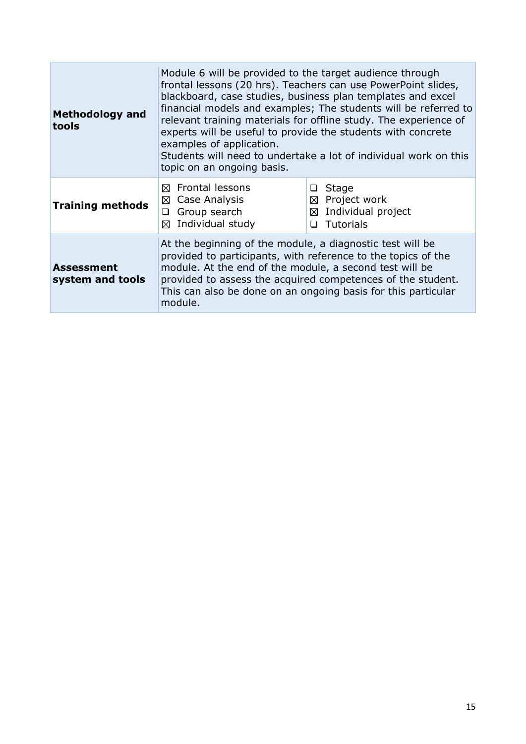| | | |
|---|---|---|
| **Methodology and tools** | Module 6 will be provided to the target audience through frontal lessons (20 hrs). Teachers can use PowerPoint slides, blackboard, case studies, business plan templates and excel financial models and examples; The students will be referred to relevant training materials for offline study. The experience of experts will be useful to provide the students with concrete examples of application.<br>Students will need to undertake a lot of individual work on this topic on an ongoing basis. | |
| **Training methods** | ☒ Frontal lessons<br>☒ Case Analysis<br>❑ Group search<br>☒ Individual study | ❑ Stage<br>☒ Project work<br>☒ Individual project<br>❑ Tutorials |
| **Assessment system and tools** | At the beginning of the module, a diagnostic test will be provided to participants, with reference to the topics of the module. At the end of the module, a second test will be provided to assess the acquired competences of the student. This can also be done on an ongoing basis for this particular module. | |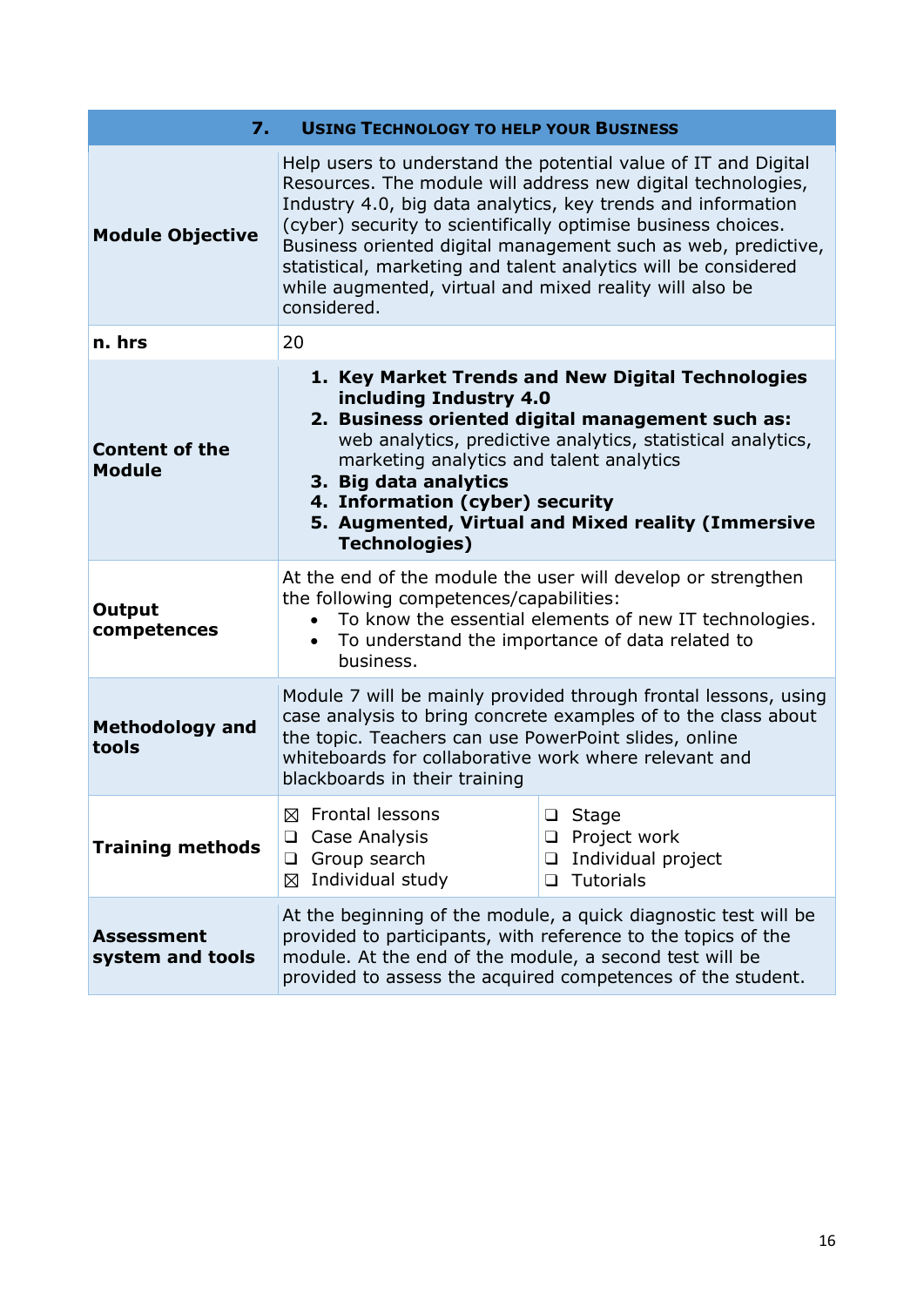| 7. USING TECHNOLOGY TO HELP YOUR BUSINESS | | |
|---|---|---|
| **Module Objective** | Help users to understand the potential value of IT and Digital Resources. The module will address new digital technologies, Industry 4.0, big data analytics, key trends and information (cyber) security to scientifically optimise business choices. Business oriented digital management such as web, predictive, statistical, marketing and talent analytics will be considered while augmented, virtual and mixed reality will also be considered. | |
| **n. hrs** | 20 | |
| **Content of the Module** | 1. **Key Market Trends and New Digital Technologies including Industry 4.0**<br>2. **Business oriented digital management such as:** web analytics, predictive analytics, statistical analytics, marketing analytics and talent analytics<br>3. **Big data analytics**<br>4. **Information (cyber) security**<br>5. **Augmented, Virtual and Mixed reality (Immersive Technologies)** | |
| **Output competences** | At the end of the module the user will develop or strengthen the following competences/capabilities:<br>• To know the essential elements of new IT technologies.<br>• To understand the importance of data related to business. | |
| **Methodology and tools** | Module 7 will be mainly provided through frontal lessons, using case analysis to bring concrete examples of to the class about the topic. Teachers can use PowerPoint slides, online whiteboards for collaborative work where relevant and blackboards in their training | |
| **Training methods** | ☒ Frontal lessons<br>❑ Case Analysis<br>❑ Group search<br>☒ Individual study | ❑ Stage<br>❑ Project work<br>❑ Individual project<br>❑ Tutorials |
| **Assessment system and tools** | At the beginning of the module, a quick diagnostic test will be provided to participants, with reference to the topics of the module. At the end of the module, a second test will be provided to assess the acquired competences of the student. | |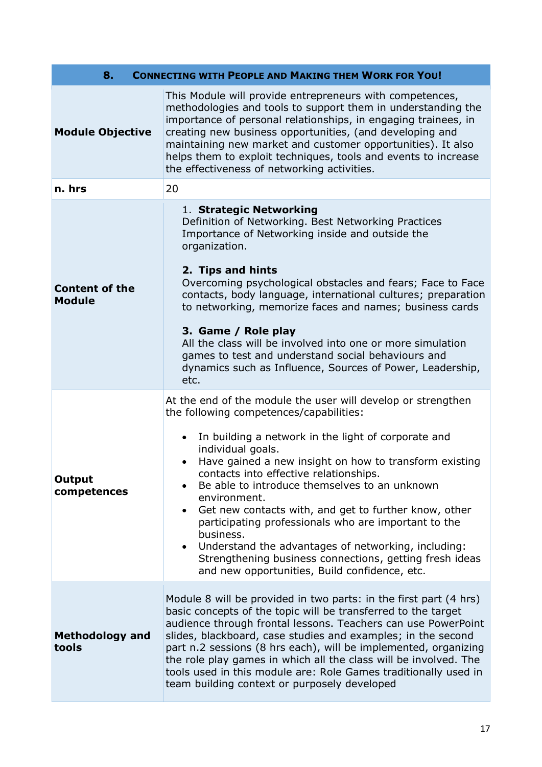| 8. Connecting with People and Making them Work for You! | |
|---|---|
| **Module Objective** | This Module will provide entrepreneurs with competences, methodologies and tools to support them in understanding the importance of personal relationships, in engaging trainees, in creating new business opportunities, (and developing and maintaining new market and customer opportunities). It also helps them to exploit techniques, tools and events to increase the effectiveness of networking activities. |
| **n. hrs** | 20 |
| **Content of the Module** | 1. **Strategic Networking**<br>Definition of Networking. Best Networking Practices Importance of Networking inside and outside the organization.<br><br>2. **Tips and hints**<br>Overcoming psychological obstacles and fears; Face to Face contacts, body language, international cultures; preparation to networking, memorize faces and names; business cards<br><br>3. **Game / Role play**<br>All the class will be involved into one or more simulation games to test and understand social behaviours and dynamics such as Influence, Sources of Power, Leadership, etc. |
| **Output competences** | At the end of the module the user will develop or strengthen the following competences/capabilities:<br><br>• In building a network in the light of corporate and individual goals.<br>• Have gained a new insight on how to transform existing contacts into effective relationships.<br>• Be able to introduce themselves to an unknown environment.<br>• Get new contacts with, and get to further know, other participating professionals who are important to the business.<br>• Understand the advantages of networking, including: Strengthening business connections, getting fresh ideas and new opportunities, Build confidence, etc. |
| **Methodology and tools** | Module 8 will be provided in two parts: in the first part (4 hrs) basic concepts of the topic will be transferred to the target audience through frontal lessons. Teachers can use PowerPoint slides, blackboard, case studies and examples; in the second part n.2 sessions (8 hrs each), will be implemented, organizing the role play games in which all the class will be involved. The tools used in this module are: Role Games traditionally used in team building context or purposely developed |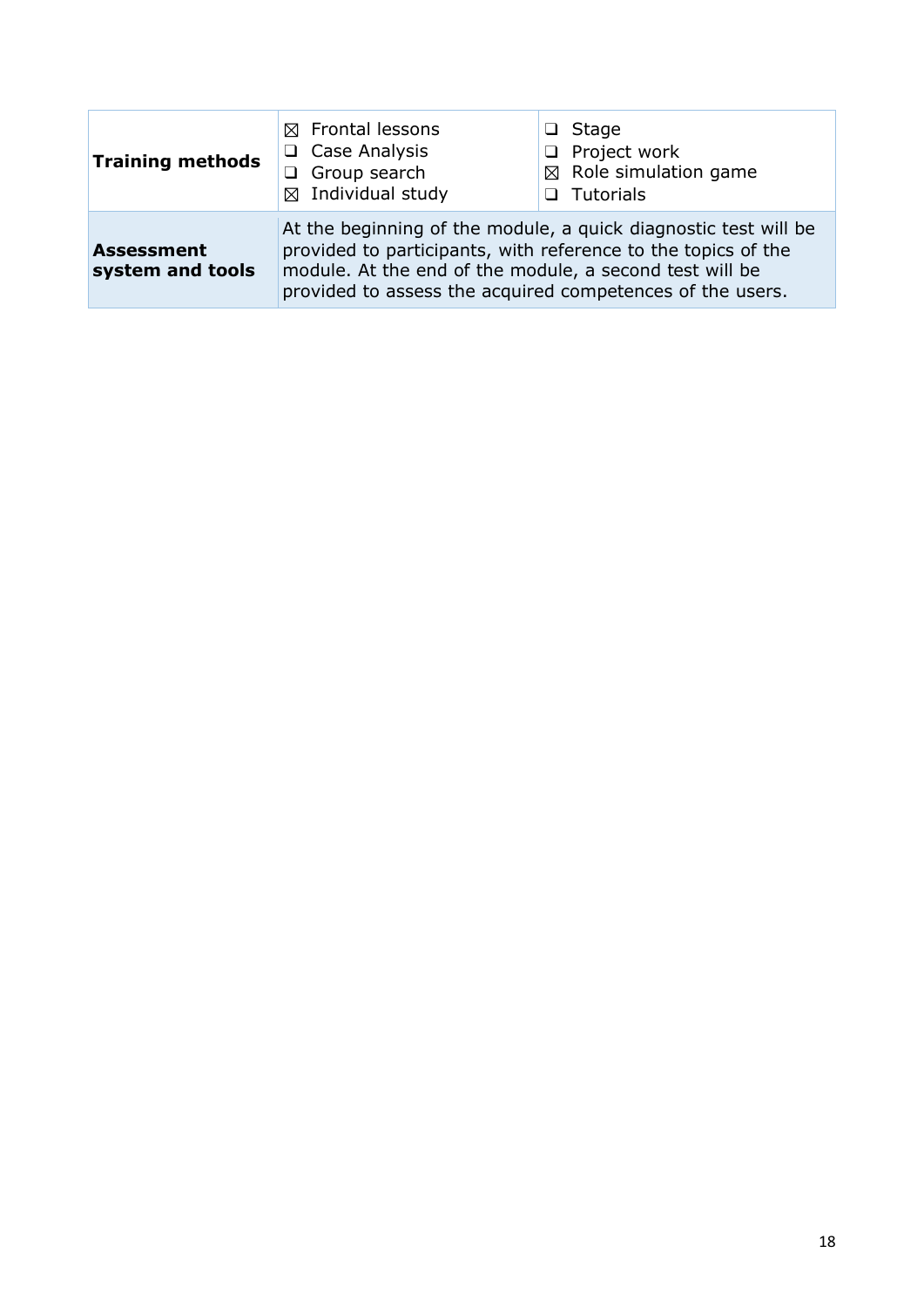| | | |
|---|---|---|
| **Training methods** | ☒ Frontal lessons<br>❑ Case Analysis<br>❑ Group search<br>☒ Individual study | ❑ Stage<br>❑ Project work<br>☒ Role simulation game<br>❑ Tutorials |
| **Assessment system and tools** | At the beginning of the module, a quick diagnostic test will be provided to participants, with reference to the topics of the module. At the end of the module, a second test will be provided to assess the acquired competences of the users. | |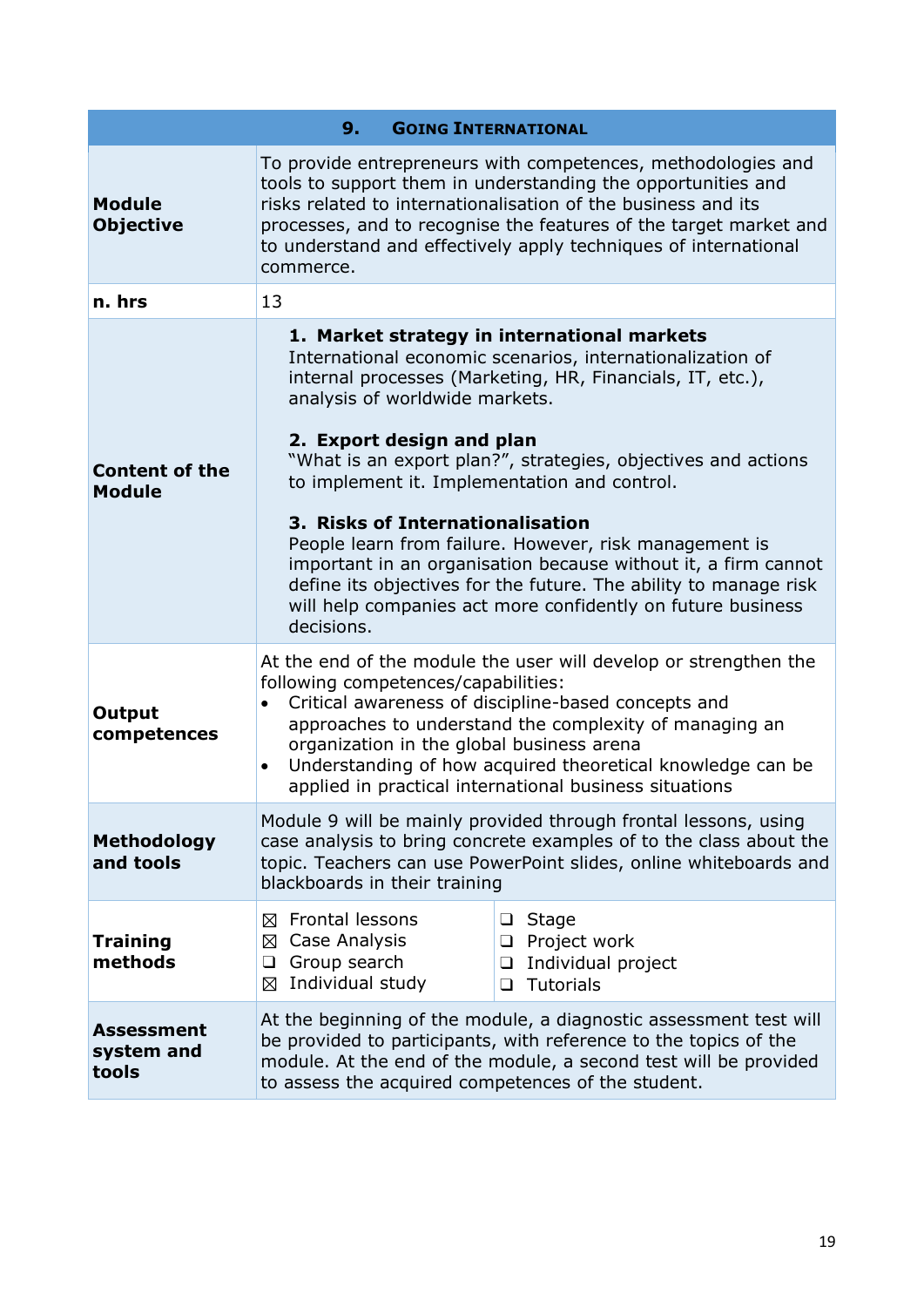| 9. GOING INTERNATIONAL | | |
|---|---|---|
| **Module Objective** | To provide entrepreneurs with competences, methodologies and tools to support them in understanding the opportunities and risks related to internationalisation of the business and its processes, and to recognise the features of the target market and to understand and effectively apply techniques of international commerce. | |
| **n. hrs** | 13 | |
| **Content of the Module** | **1. Market strategy in international markets**<br>International economic scenarios, internationalization of internal processes (Marketing, HR, Financials, IT, etc.), analysis of worldwide markets.<br><br>**2. Export design and plan**<br>"What is an export plan?", strategies, objectives and actions to implement it. Implementation and control.<br><br>**3. Risks of Internationalisation**<br>People learn from failure. However, risk management is important in an organisation because without it, a firm cannot define its objectives for the future. The ability to manage risk will help companies act more confidently on future business decisions. | |
| **Output competences** | At the end of the module the user will develop or strengthen the following competences/capabilities:<br>• Critical awareness of discipline-based concepts and approaches to understand the complexity of managing an organization in the global business arena<br>• Understanding of how acquired theoretical knowledge can be applied in practical international business situations | |
| **Methodology and tools** | Module 9 will be mainly provided through frontal lessons, using case analysis to bring concrete examples of to the class about the topic. Teachers can use PowerPoint slides, online whiteboards and blackboards in their training | |
| **Training methods** | ☒ Frontal lessons<br>☒ Case Analysis<br>❑ Group search<br>☒ Individual study | ❑ Stage<br>❑ Project work<br>❑ Individual project<br>❑ Tutorials |
| **Assessment system and tools** | At the beginning of the module, a diagnostic assessment test will be provided to participants, with reference to the topics of the module. At the end of the module, a second test will be provided to assess the acquired competences of the student. | |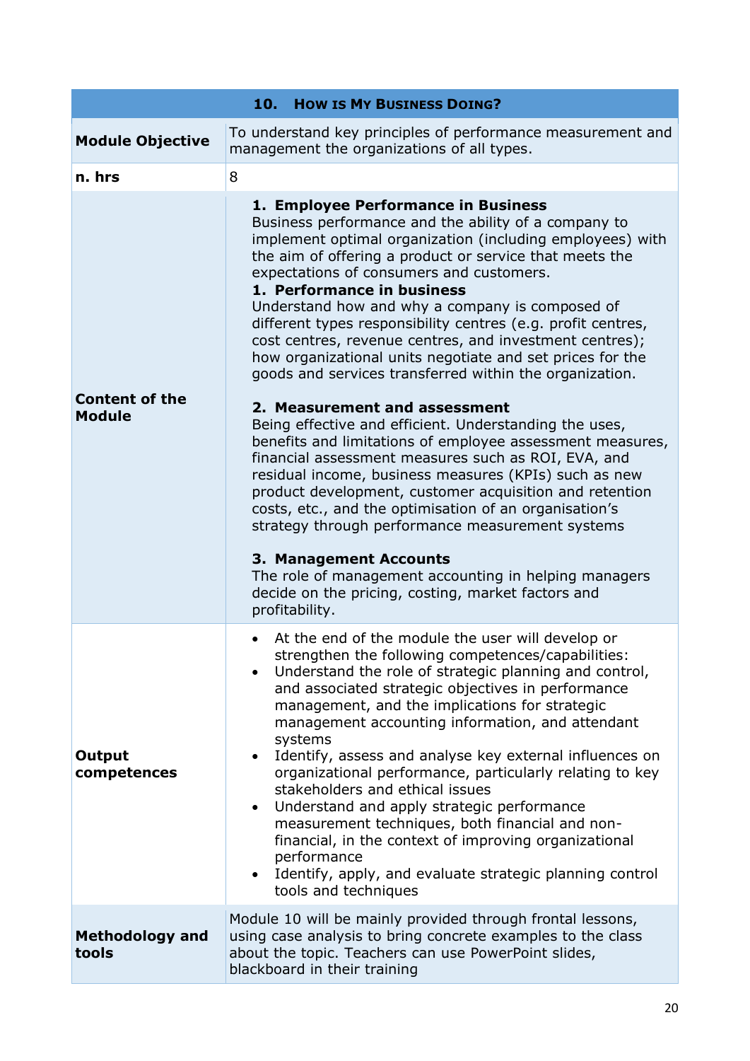| 10. How is My Business Doing? | |
|---|---|
| **Module Objective** | To understand key principles of performance measurement and management the organizations of all types. |
| **n. hrs** | 8 |
| **Content of the Module** | **1. Employee Performance in Business**<br>Business performance and the ability of a company to implement optimal organization (including employees) with the aim of offering a product or service that meets the expectations of consumers and customers.<br>**1. Performance in business**<br>Understand how and why a company is composed of different types responsibility centres (e.g. profit centres, cost centres, revenue centres, and investment centres); how organizational units negotiate and set prices for the goods and services transferred within the organization.<br><br>**2. Measurement and assessment**<br>Being effective and efficient. Understanding the uses, benefits and limitations of employee assessment measures, financial assessment measures such as ROI, EVA, and residual income, business measures (KPIs) such as new product development, customer acquisition and retention costs, etc., and the optimisation of an organisation's strategy through performance measurement systems<br><br>**3. Management Accounts**<br>The role of management accounting in helping managers decide on the pricing, costing, market factors and profitability. |
| **Output competences** | • At the end of the module the user will develop or strengthen the following competences/capabilities:<br>• Understand the role of strategic planning and control, and associated strategic objectives in performance management, and the implications for strategic management accounting information, and attendant systems<br>• Identify, assess and analyse key external influences on organizational performance, particularly relating to key stakeholders and ethical issues<br>• Understand and apply strategic performance measurement techniques, both financial and non-financial, in the context of improving organizational performance<br>• Identify, apply, and evaluate strategic planning control tools and techniques |
| **Methodology and tools** | Module 10 will be mainly provided through frontal lessons, using case analysis to bring concrete examples to the class about the topic. Teachers can use PowerPoint slides, blackboard in their training |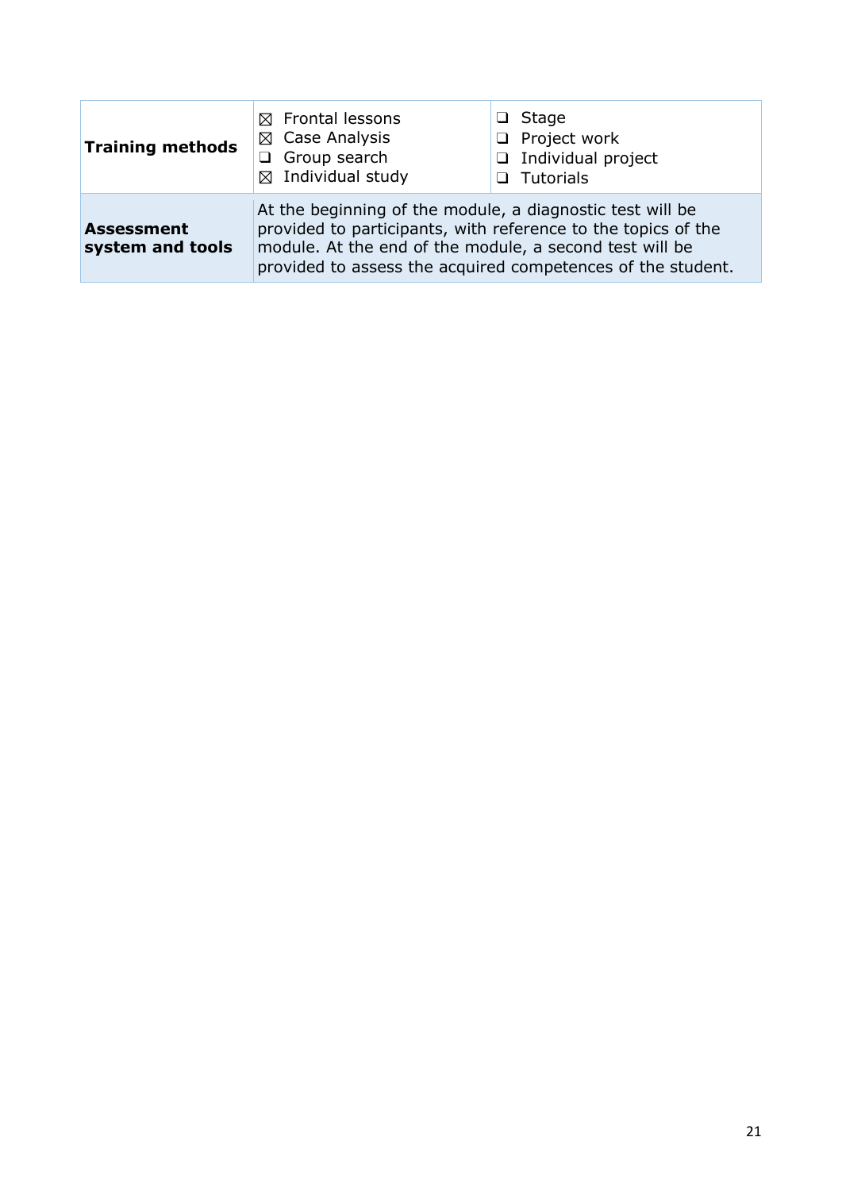| | | |
|---|---|---|
| **Training methods** | ☒ Frontal lessons<br>☒ Case Analysis<br>❑ Group search<br>☒ Individual study | ❑ Stage<br>❑ Project work<br>❑ Individual project<br>❑ Tutorials |
| **Assessment system and tools** | At the beginning of the module, a diagnostic test will be provided to participants, with reference to the topics of the module. At the end of the module, a second test will be provided to assess the acquired competences of the student. | |